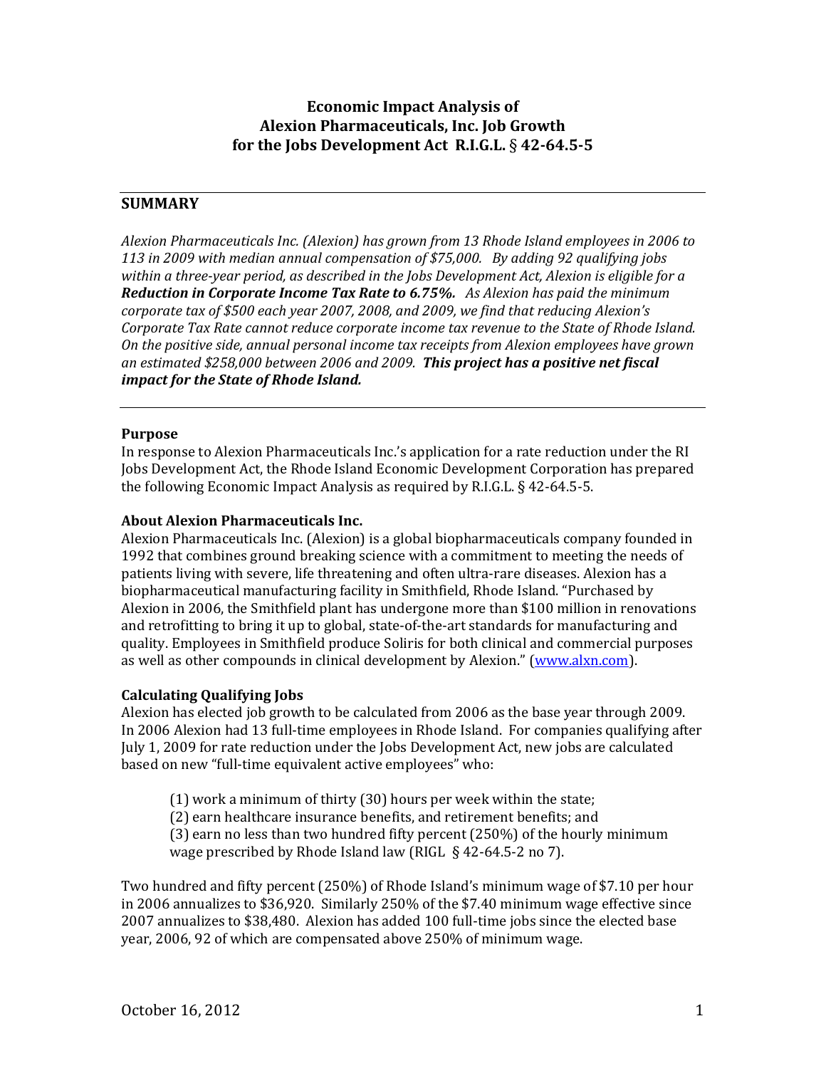# Economic Impact Analysis of Alexion Pharmaceuticals, Inc. Job Growth for the Jobs Development Act R.I.G.L. § 42-64.5-5

## SUMMARY

*Alexion Pharmaceuticals Inc. (Alexion) has grown from 13 Rhode Island employees in 2006 to 113 in 2009 with median annual compensation of $75,000. By adding 92 qualifying jobs within a three-year period, as described in the Jobs Development Act, Alexion is eligible for a* ***Reduction in Corporate Income Tax Rate to 6.75%.*** *As Alexion has paid the minimum corporate tax of $500 each year 2007, 2008, and 2009, we find that reducing Alexion's Corporate Tax Rate cannot reduce corporate income tax revenue to the State of Rhode Island. On the positive side, annual personal income tax receipts from Alexion employees have grown an estimated $258,000 between 2006 and 2009.* ***This project has a positive net fiscal impact for the State of Rhode Island.***

---

### Purpose

In response to Alexion Pharmaceuticals Inc.'s application for a rate reduction under the RI Jobs Development Act, the Rhode Island Economic Development Corporation has prepared the following Economic Impact Analysis as required by R.I.G.L. § 42-64.5-5.

### About Alexion Pharmaceuticals Inc.

Alexion Pharmaceuticals Inc. (Alexion) is a global biopharmaceuticals company founded in 1992 that combines ground breaking science with a commitment to meeting the needs of patients living with severe, life threatening and often ultra-rare diseases. Alexion has a biopharmaceutical manufacturing facility in Smithfield, Rhode Island. "Purchased by Alexion in 2006, the Smithfield plant has undergone more than $100 million in renovations and retrofitting to bring it up to global, state-of-the-art standards for manufacturing and quality. Employees in Smithfield produce Soliris for both clinical and commercial purposes as well as other compounds in clinical development by Alexion." (www.alxn.com).

### Calculating Qualifying Jobs

Alexion has elected job growth to be calculated from 2006 as the base year through 2009. In 2006 Alexion had 13 full-time employees in Rhode Island. For companies qualifying after July 1, 2009 for rate reduction under the Jobs Development Act, new jobs are calculated based on new "full-time equivalent active employees" who:

> (1) work a minimum of thirty (30) hours per week within the state;
> (2) earn healthcare insurance benefits, and retirement benefits; and
> (3) earn no less than two hundred fifty percent (250%) of the hourly minimum wage prescribed by Rhode Island law (RIGL § 42-64.5-2 no 7).

Two hundred and fifty percent (250%) of Rhode Island's minimum wage of $7.10 per hour in 2006 annualizes to $36,920. Similarly 250% of the $7.40 minimum wage effective since 2007 annualizes to $38,480. Alexion has added 100 full-time jobs since the elected base year, 2006, 92 of which are compensated above 250% of minimum wage.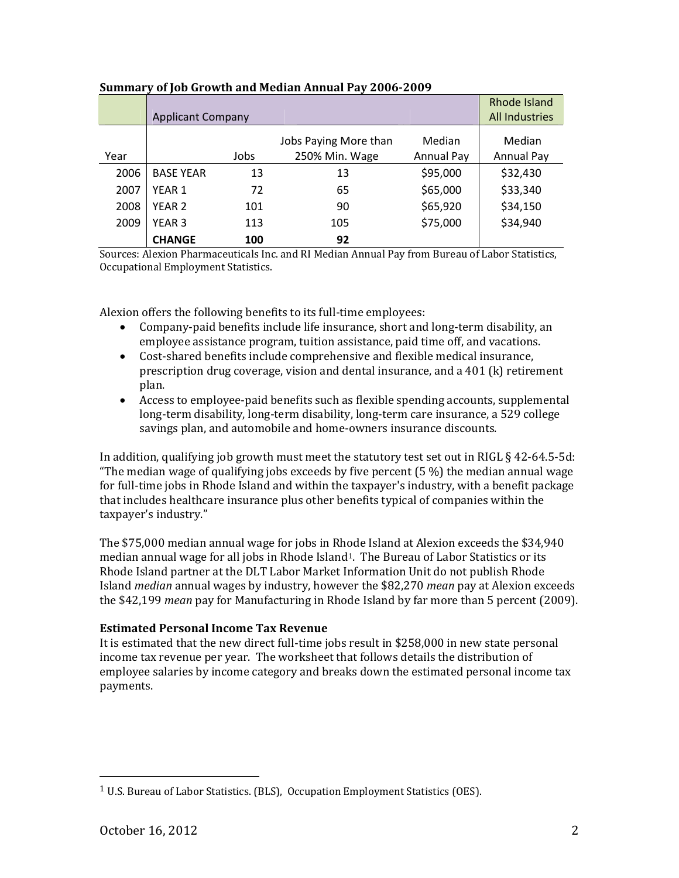**Summary of Job Growth and Median Annual Pay 2006-2009**

| | Applicant Company | | | | Rhode Island All Industries |
|---|---|---|---|---|---|
| Year | | Jobs | Jobs Paying More than 250% Min. Wage | Median Annual Pay | Median Annual Pay |
| 2006 | BASE YEAR | 13 | 13 | $95,000 | $32,430 |
| 2007 | YEAR 1 | 72 | 65 | $65,000 | $33,340 |
| 2008 | YEAR 2 | 101 | 90 | $65,920 | $34,150 |
| 2009 | YEAR 3 | 113 | 105 | $75,000 | $34,940 |
| | **CHANGE** | **100** | **92** | | |

Sources: Alexion Pharmaceuticals Inc. and RI Median Annual Pay from Bureau of Labor Statistics, Occupational Employment Statistics.

Alexion offers the following benefits to its full-time employees:

- Company-paid benefits include life insurance, short and long-term disability, an employee assistance program, tuition assistance, paid time off, and vacations.
- Cost-shared benefits include comprehensive and flexible medical insurance, prescription drug coverage, vision and dental insurance, and a 401 (k) retirement plan.
- Access to employee-paid benefits such as flexible spending accounts, supplemental long-term disability, long-term disability, long-term care insurance, a 529 college savings plan, and automobile and home-owners insurance discounts.

In addition, qualifying job growth must meet the statutory test set out in RIGL § 42-64.5-5d: "The median wage of qualifying jobs exceeds by five percent (5 %) the median annual wage for full-time jobs in Rhode Island and within the taxpayer's industry, with a benefit package that includes healthcare insurance plus other benefits typical of companies within the taxpayer's industry."

The $75,000 median annual wage for jobs in Rhode Island at Alexion exceeds the $34,940 median annual wage for all jobs in Rhode Island[1]. The Bureau of Labor Statistics or its Rhode Island partner at the DLT Labor Market Information Unit do not publish Rhode Island *median* annual wages by industry, however the $82,270 *mean* pay at Alexion exceeds the $42,199 *mean* pay for Manufacturing in Rhode Island by far more than 5 percent (2009).

**Estimated Personal Income Tax Revenue**

It is estimated that the new direct full-time jobs result in $258,000 in new state personal income tax revenue per year. The worksheet that follows details the distribution of employee salaries by income category and breaks down the estimated personal income tax payments.

---

[1] U.S. Bureau of Labor Statistics. (BLS), Occupation Employment Statistics (OES).

October 16, 2012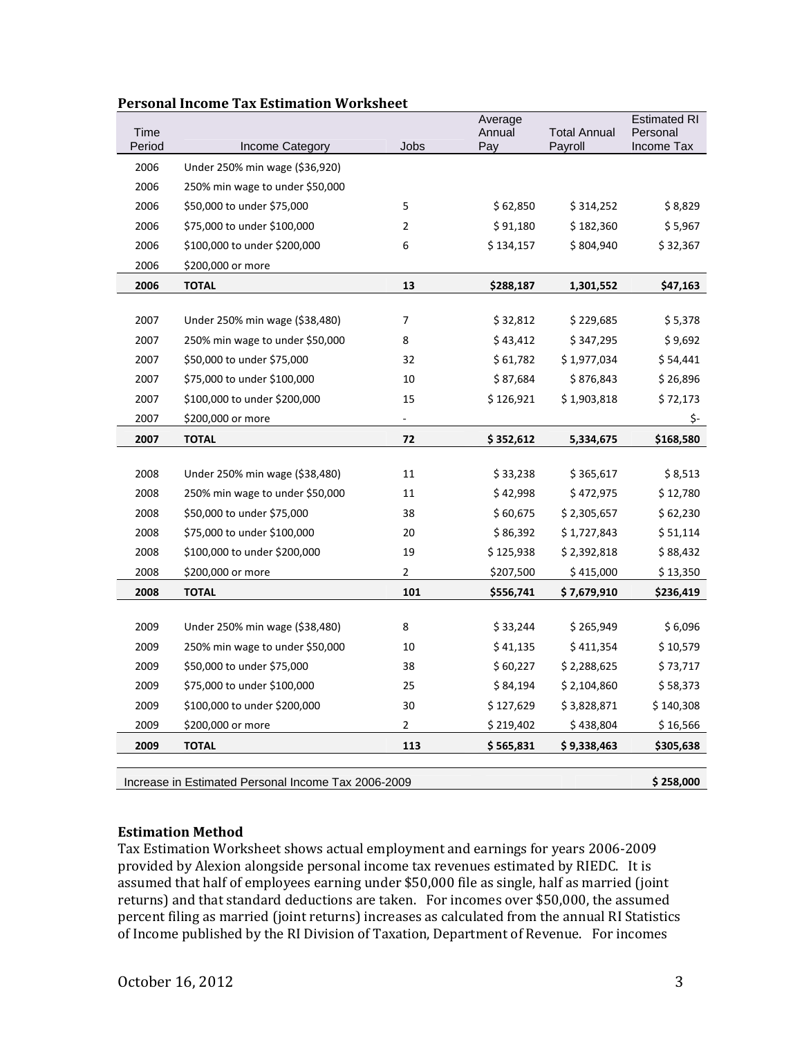**Personal Income Tax Estimation Worksheet**

| Time Period | Income Category | Jobs | Average Annual Pay | Total Annual Payroll | Estimated RI Personal Income Tax |
|---|---|---|---|---|---|
| 2006 | Under 250% min wage ($36,920) | | | | |
| 2006 | 250% min wage to under $50,000 | | | | |
| 2006 | $50,000 to under $75,000 | 5 | $ 62,850 | $ 314,252 | $ 8,829 |
| 2006 | $75,000 to under $100,000 | 2 | $ 91,180 | $ 182,360 | $ 5,967 |
| 2006 | $100,000 to under $200,000 | 6 | $ 134,157 | $ 804,940 | $ 32,367 |
| 2006 | $200,000 or more | | | | |
| **2006** | **TOTAL** | **13** | **$288,187** | **1,301,552** | **$47,163** |
| | | | | | |
| 2007 | Under 250% min wage ($38,480) | 7 | $ 32,812 | $ 229,685 | $ 5,378 |
| 2007 | 250% min wage to under $50,000 | 8 | $ 43,412 | $ 347,295 | $ 9,692 |
| 2007 | $50,000 to under $75,000 | 32 | $ 61,782 | $ 1,977,034 | $ 54,441 |
| 2007 | $75,000 to under $100,000 | 10 | $ 87,684 | $ 876,843 | $ 26,896 |
| 2007 | $100,000 to under $200,000 | 15 | $ 126,921 | $ 1,903,818 | $ 72,173 |
| 2007 | $200,000 or more | - | | | $- |
| **2007** | **TOTAL** | **72** | **$ 352,612** | **5,334,675** | **$168,580** |
| | | | | | |
| 2008 | Under 250% min wage ($38,480) | 11 | $ 33,238 | $ 365,617 | $ 8,513 |
| 2008 | 250% min wage to under $50,000 | 11 | $ 42,998 | $ 472,975 | $ 12,780 |
| 2008 | $50,000 to under $75,000 | 38 | $ 60,675 | $ 2,305,657 | $ 62,230 |
| 2008 | $75,000 to under $100,000 | 20 | $ 86,392 | $ 1,727,843 | $ 51,114 |
| 2008 | $100,000 to under $200,000 | 19 | $ 125,938 | $ 2,392,818 | $ 88,432 |
| 2008 | $200,000 or more | 2 | $207,500 | $ 415,000 | $ 13,350 |
| **2008** | **TOTAL** | **101** | **$556,741** | **$ 7,679,910** | **$236,419** |
| | | | | | |
| 2009 | Under 250% min wage ($38,480) | 8 | $ 33,244 | $ 265,949 | $ 6,096 |
| 2009 | 250% min wage to under $50,000 | 10 | $ 41,135 | $ 411,354 | $ 10,579 |
| 2009 | $50,000 to under $75,000 | 38 | $ 60,227 | $ 2,288,625 | $ 73,717 |
| 2009 | $75,000 to under $100,000 | 25 | $ 84,194 | $ 2,104,860 | $ 58,373 |
| 2009 | $100,000 to under $200,000 | 30 | $ 127,629 | $ 3,828,871 | $ 140,308 |
| 2009 | $200,000 or more | 2 | $ 219,402 | $ 438,804 | $ 16,566 |
| **2009** | **TOTAL** | **113** | **$ 565,831** | **$ 9,338,463** | **$305,638** |
| | | | | | |
| Increase in Estimated Personal Income Tax 2006-2009 | | | | | **$ 258,000** |

### Estimation Method

Tax Estimation Worksheet shows actual employment and earnings for years 2006-2009 provided by Alexion alongside personal income tax revenues estimated by RIEDC. It is assumed that half of employees earning under $50,000 file as single, half as married (joint returns) and that standard deductions are taken. For incomes over $50,000, the assumed percent filing as married (joint returns) increases as calculated from the annual RI Statistics of Income published by the RI Division of Taxation, Department of Revenue. For incomes

October 16, 2012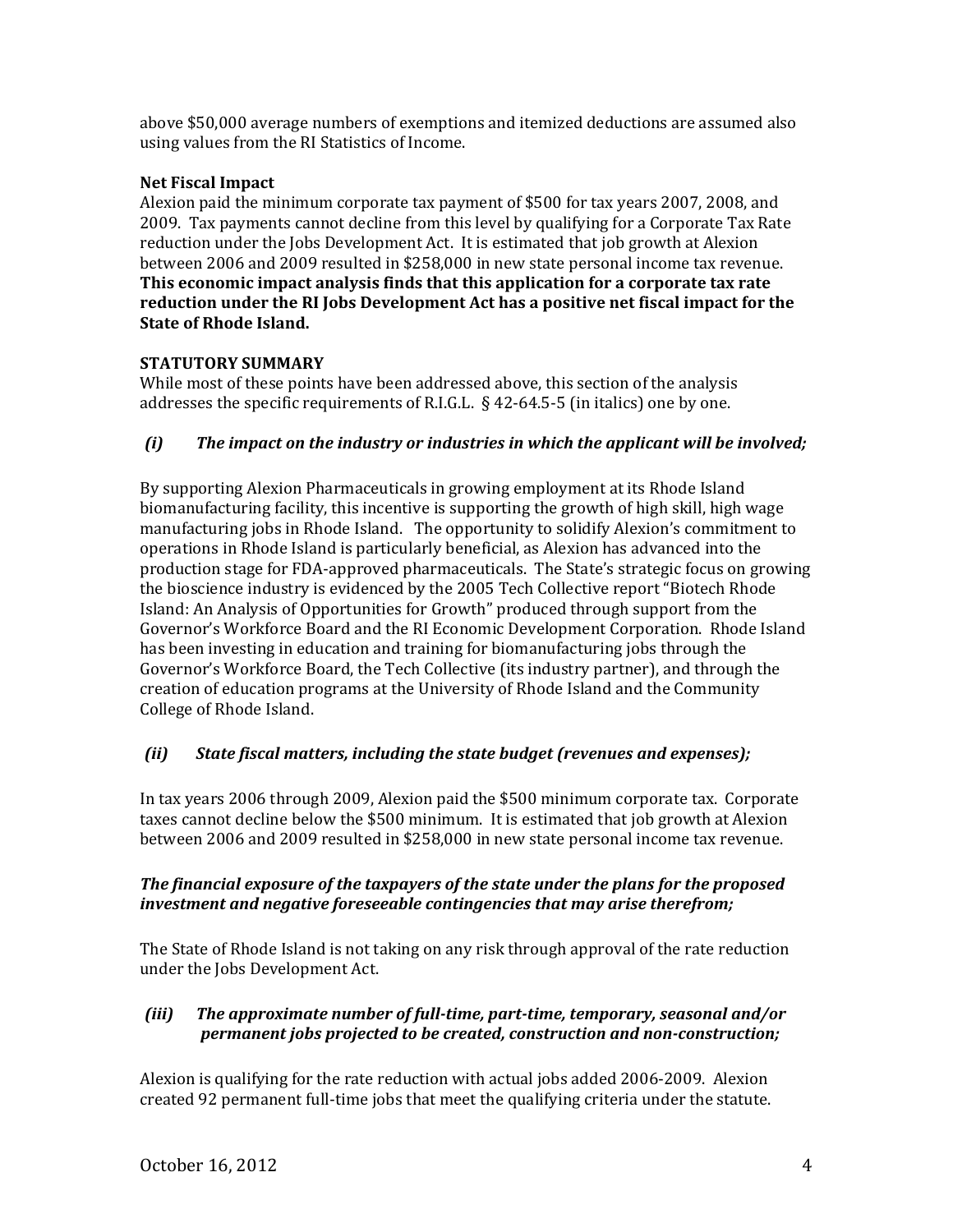above $50,000 average numbers of exemptions and itemized deductions are assumed also using values from the RI Statistics of Income.

**Net Fiscal Impact**

Alexion paid the minimum corporate tax payment of $500 for tax years 2007, 2008, and 2009. Tax payments cannot decline from this level by qualifying for a Corporate Tax Rate reduction under the Jobs Development Act. It is estimated that job growth at Alexion between 2006 and 2009 resulted in $258,000 in new state personal income tax revenue. **This economic impact analysis finds that this application for a corporate tax rate reduction under the RI Jobs Development Act has a positive net fiscal impact for the State of Rhode Island.**

**STATUTORY SUMMARY**

While most of these points have been addressed above, this section of the analysis addresses the specific requirements of R.I.G.L. § 42-64.5-5 (in italics) one by one.

***(i) The impact on the industry or industries in which the applicant will be involved;***

By supporting Alexion Pharmaceuticals in growing employment at its Rhode Island biomanufacturing facility, this incentive is supporting the growth of high skill, high wage manufacturing jobs in Rhode Island. The opportunity to solidify Alexion's commitment to operations in Rhode Island is particularly beneficial, as Alexion has advanced into the production stage for FDA-approved pharmaceuticals. The State's strategic focus on growing the bioscience industry is evidenced by the 2005 Tech Collective report "Biotech Rhode Island: An Analysis of Opportunities for Growth" produced through support from the Governor's Workforce Board and the RI Economic Development Corporation. Rhode Island has been investing in education and training for biomanufacturing jobs through the Governor's Workforce Board, the Tech Collective (its industry partner), and through the creation of education programs at the University of Rhode Island and the Community College of Rhode Island.

***(ii) State fiscal matters, including the state budget (revenues and expenses);***

In tax years 2006 through 2009, Alexion paid the $500 minimum corporate tax. Corporate taxes cannot decline below the $500 minimum. It is estimated that job growth at Alexion between 2006 and 2009 resulted in $258,000 in new state personal income tax revenue.

***The financial exposure of the taxpayers of the state under the plans for the proposed investment and negative foreseeable contingencies that may arise therefrom;***

The State of Rhode Island is not taking on any risk through approval of the rate reduction under the Jobs Development Act.

***(iii) The approximate number of full-time, part-time, temporary, seasonal and/or permanent jobs projected to be created, construction and non-construction;***

Alexion is qualifying for the rate reduction with actual jobs added 2006-2009. Alexion created 92 permanent full-time jobs that meet the qualifying criteria under the statute.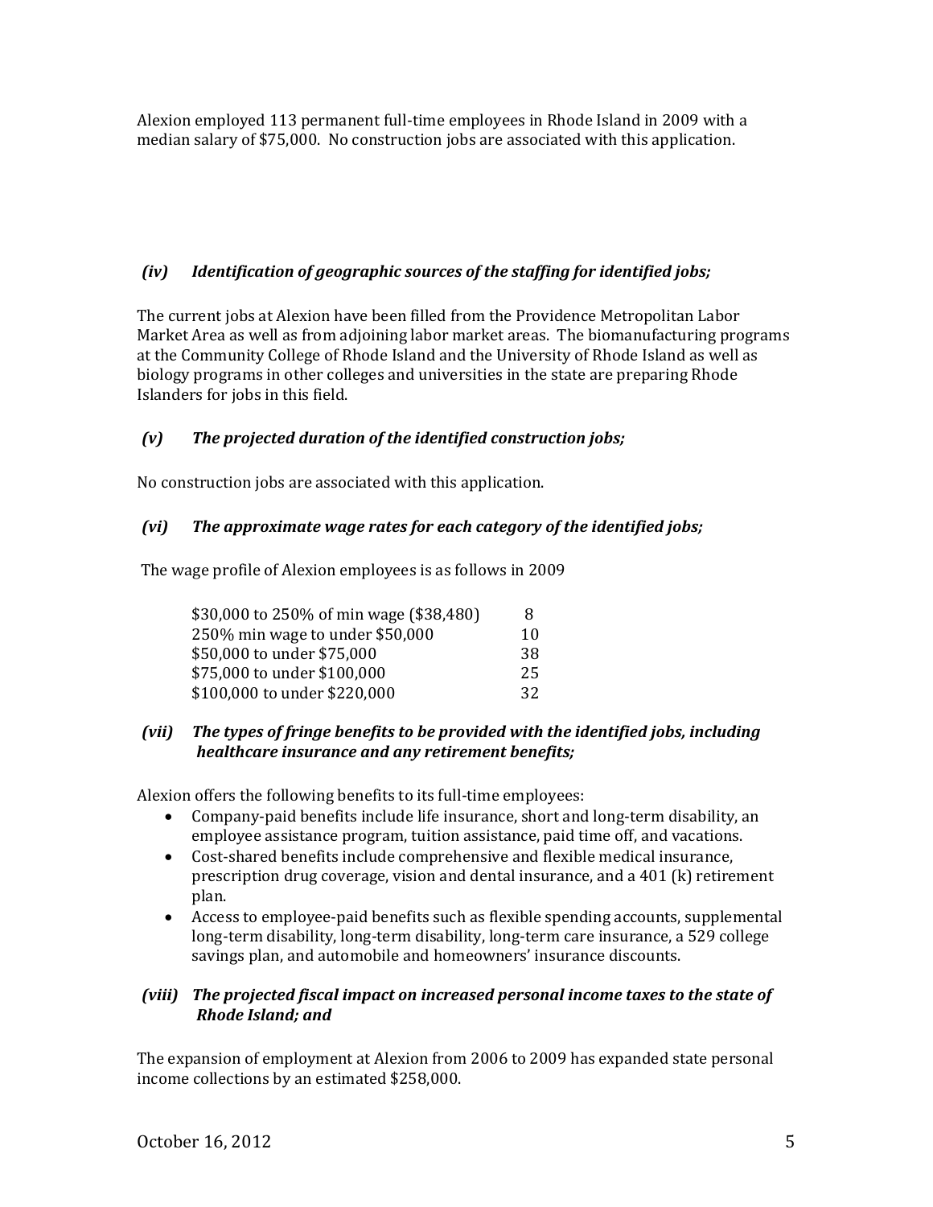Alexion employed 113 permanent full-time employees in Rhode Island in 2009 with a median salary of $75,000. No construction jobs are associated with this application.

***(iv) Identification of geographic sources of the staffing for identified jobs;***

The current jobs at Alexion have been filled from the Providence Metropolitan Labor Market Area as well as from adjoining labor market areas. The biomanufacturing programs at the Community College of Rhode Island and the University of Rhode Island as well as biology programs in other colleges and universities in the state are preparing Rhode Islanders for jobs in this field.

***(v) The projected duration of the identified construction jobs;***

No construction jobs are associated with this application.

***(vi) The approximate wage rates for each category of the identified jobs;***

The wage profile of Alexion employees is as follows in 2009

| | |
|---|---|
| $30,000 to 250% of min wage ($38,480) | 8 |
| 250% min wage to under $50,000 | 10 |
| $50,000 to under $75,000 | 38 |
| $75,000 to under $100,000 | 25 |
| $100,000 to under $220,000 | 32 |

***(vii) The types of fringe benefits to be provided with the identified jobs, including healthcare insurance and any retirement benefits;***

Alexion offers the following benefits to its full-time employees:

- Company-paid benefits include life insurance, short and long-term disability, an employee assistance program, tuition assistance, paid time off, and vacations.
- Cost-shared benefits include comprehensive and flexible medical insurance, prescription drug coverage, vision and dental insurance, and a 401 (k) retirement plan.
- Access to employee-paid benefits such as flexible spending accounts, supplemental long-term disability, long-term disability, long-term care insurance, a 529 college savings plan, and automobile and homeowners' insurance discounts.

***(viii) The projected fiscal impact on increased personal income taxes to the state of Rhode Island; and***

The expansion of employment at Alexion from 2006 to 2009 has expanded state personal income collections by an estimated $258,000.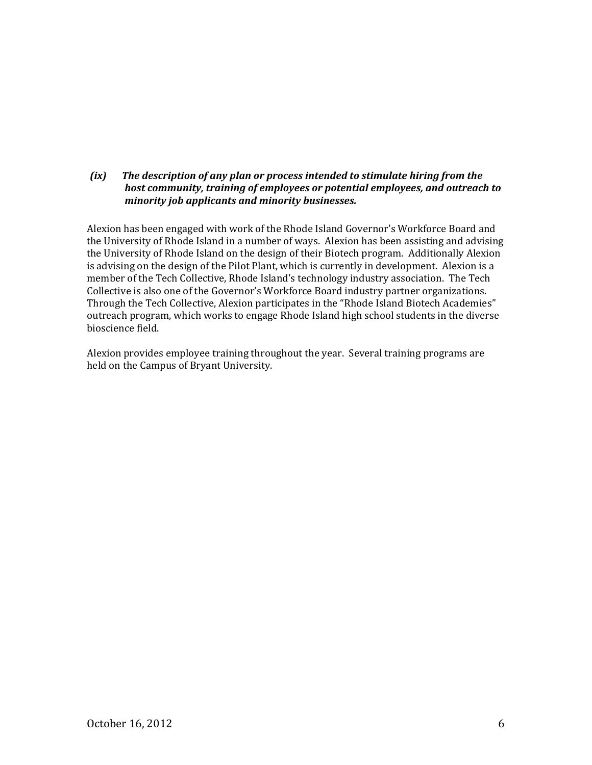***(ix) The description of any plan or process intended to stimulate hiring from the host community, training of employees or potential employees, and outreach to minority job applicants and minority businesses.***

Alexion has been engaged with work of the Rhode Island Governor's Workforce Board and the University of Rhode Island in a number of ways. Alexion has been assisting and advising the University of Rhode Island on the design of their Biotech program. Additionally Alexion is advising on the design of the Pilot Plant, which is currently in development. Alexion is a member of the Tech Collective, Rhode Island's technology industry association. The Tech Collective is also one of the Governor's Workforce Board industry partner organizations. Through the Tech Collective, Alexion participates in the "Rhode Island Biotech Academies" outreach program, which works to engage Rhode Island high school students in the diverse bioscience field.

Alexion provides employee training throughout the year. Several training programs are held on the Campus of Bryant University.

October 16, 2012